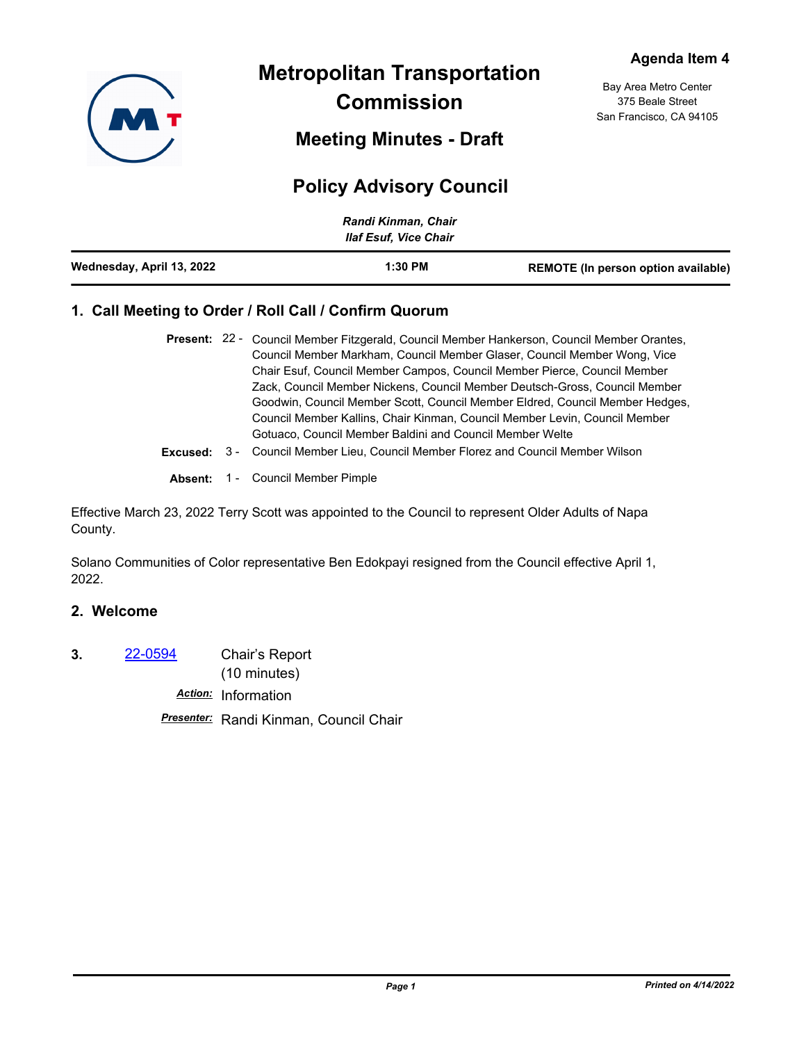Agenda Item 4

# Metropolitan Transportation Commission

Bay Area Metro Center
375 Beale Street
San Francisco, CA 94105

## Meeting Minutes - Draft

## Policy Advisory Council

*Randi Kinman, Chair*
*Ilaf Esuf, Vice Chair*

| Wednesday, April 13, 2022 | 1:30 PM | REMOTE (In person option available) |
| --- | --- | --- |

### 1. Call Meeting to Order / Roll Call / Confirm Quorum

**Present:** 22 - Council Member Fitzgerald, Council Member Hankerson, Council Member Orantes, Council Member Markham, Council Member Glaser, Council Member Wong, Vice Chair Esuf, Council Member Campos, Council Member Pierce, Council Member Zack, Council Member Nickens, Council Member Deutsch-Gross, Council Member Goodwin, Council Member Scott, Council Member Eldred, Council Member Hedges, Council Member Kallins, Chair Kinman, Council Member Levin, Council Member Gotuaco, Council Member Baldini and Council Member Welte

**Excused:** 3 - Council Member Lieu, Council Member Florez and Council Member Wilson

**Absent:** 1 - Council Member Pimple

Effective March 23, 2022 Terry Scott was appointed to the Council to represent Older Adults of Napa County.

Solano Communities of Color representative Ben Edokpayi resigned from the Council effective April 1, 2022.

### 2. Welcome

**3.** 22-0594 Chair's Report
(10 minutes)

***Action:*** Information

***Presenter:*** Randi Kinman, Council Chair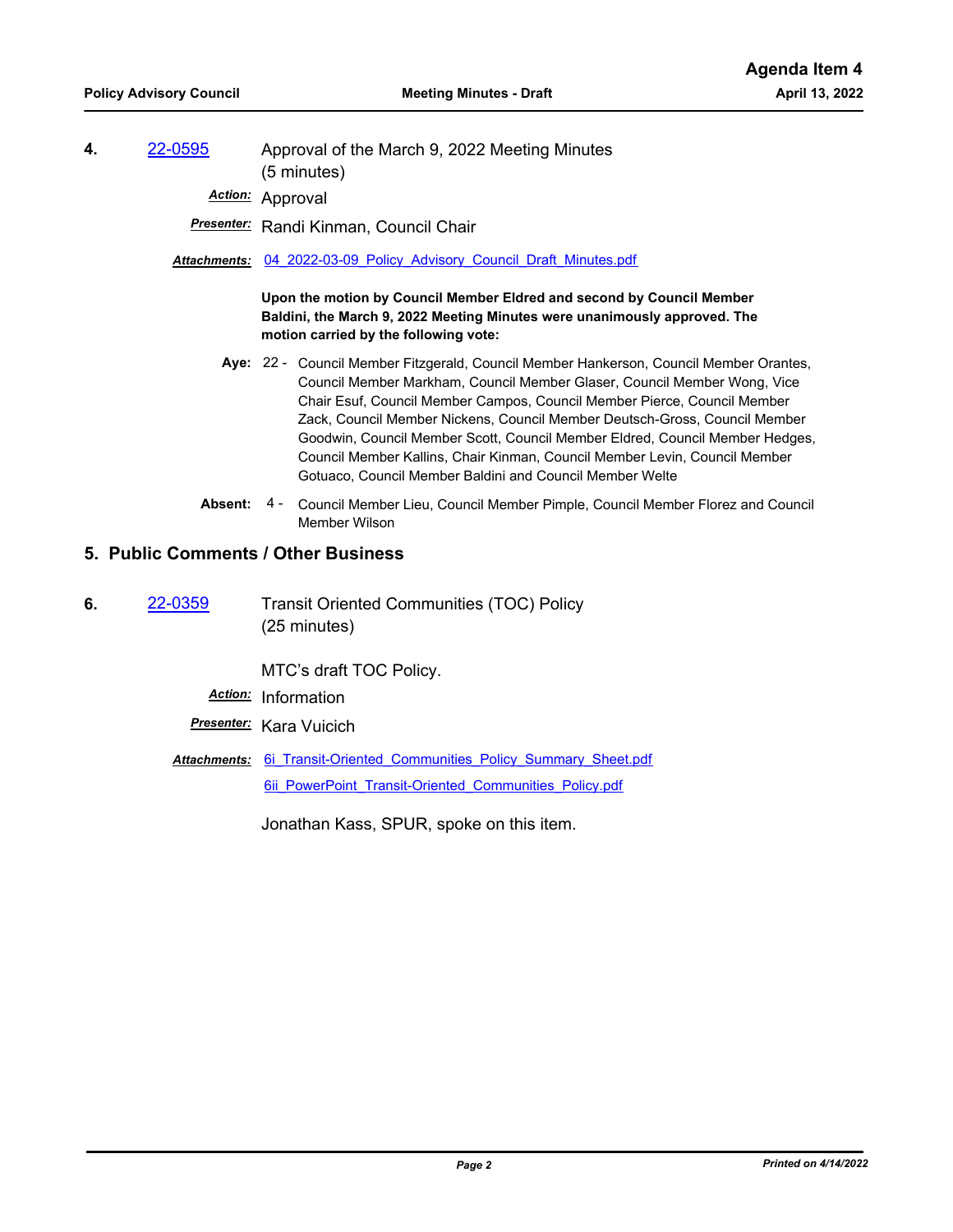**4.** 22-0595 Approval of the March 9, 2022 Meeting Minutes (5 minutes)

***Action:*** Approval

***Presenter:*** Randi Kinman, Council Chair

***Attachments:*** 04_2022-03-09_Policy_Advisory_Council_Draft_Minutes.pdf

**Upon the motion by Council Member Eldred and second by Council Member Baldini, the March 9, 2022 Meeting Minutes were unanimously approved. The motion carried by the following vote:**

**Aye:** 22 - Council Member Fitzgerald, Council Member Hankerson, Council Member Orantes, Council Member Markham, Council Member Glaser, Council Member Wong, Vice Chair Esuf, Council Member Campos, Council Member Pierce, Council Member Zack, Council Member Nickens, Council Member Deutsch-Gross, Council Member Goodwin, Council Member Scott, Council Member Eldred, Council Member Hedges, Council Member Kallins, Chair Kinman, Council Member Levin, Council Member Gotuaco, Council Member Baldini and Council Member Welte

**Absent:** 4 - Council Member Lieu, Council Member Pimple, Council Member Florez and Council Member Wilson

## 5. Public Comments / Other Business

**6.** 22-0359 Transit Oriented Communities (TOC) Policy (25 minutes)

MTC's draft TOC Policy.

***Action:*** Information

***Presenter:*** Kara Vuicich

***Attachments:*** 6i_Transit-Oriented_Communities_Policy_Summary_Sheet.pdf
6ii_PowerPoint_Transit-Oriented_Communities_Policy.pdf

Jonathan Kass, SPUR, spoke on this item.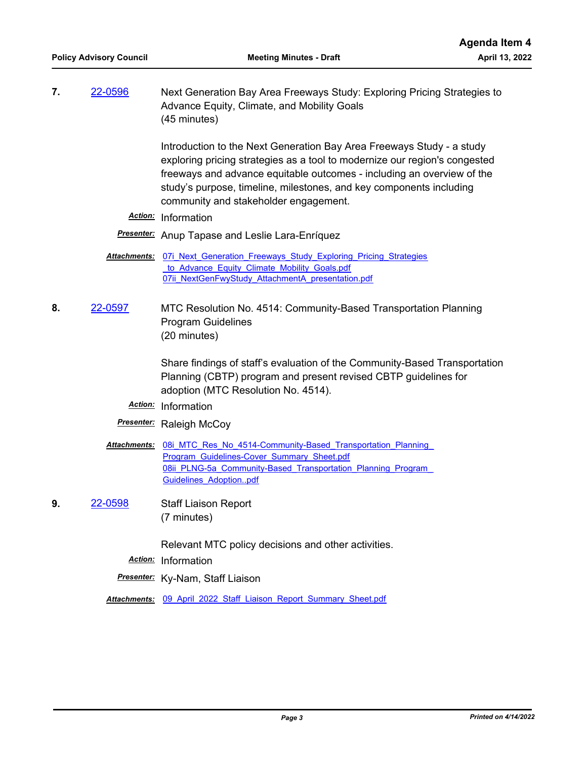**7.** 22-0596 Next Generation Bay Area Freeways Study: Exploring Pricing Strategies to Advance Equity, Climate, and Mobility Goals
(45 minutes)

Introduction to the Next Generation Bay Area Freeways Study - a study exploring pricing strategies as a tool to modernize our region's congested freeways and advance equitable outcomes - including an overview of the study's purpose, timeline, milestones, and key components including community and stakeholder engagement.

***Action:*** Information

***Presenter:*** Anup Tapase and Leslie Lara-Enríquez

***Attachments:*** 07i_Next_Generation_Freeways_Study_Exploring_Pricing_Strategies_to_Advance_Equity_Climate_Mobility_Goals.pdf
07ii_NextGenFwyStudy_AttachmentA_presentation.pdf

**8.** 22-0597 MTC Resolution No. 4514: Community-Based Transportation Planning Program Guidelines
(20 minutes)

Share findings of staff's evaluation of the Community-Based Transportation Planning (CBTP) program and present revised CBTP guidelines for adoption (MTC Resolution No. 4514).

***Action:*** Information

***Presenter:*** Raleigh McCoy

***Attachments:*** 08i_MTC_Res_No_4514-Community-Based_Transportation_Planning_Program_Guidelines-Cover_Summary_Sheet.pdf
08ii_PLNG-5a_Community-Based_Transportation_Planning_Program_Guidelines_Adoption..pdf

**9.** 22-0598 Staff Liaison Report
(7 minutes)

Relevant MTC policy decisions and other activities.

***Action:*** Information

***Presenter:*** Ky-Nam, Staff Liaison

***Attachments:*** 09_April_2022_Staff_Liaison_Report_Summary_Sheet.pdf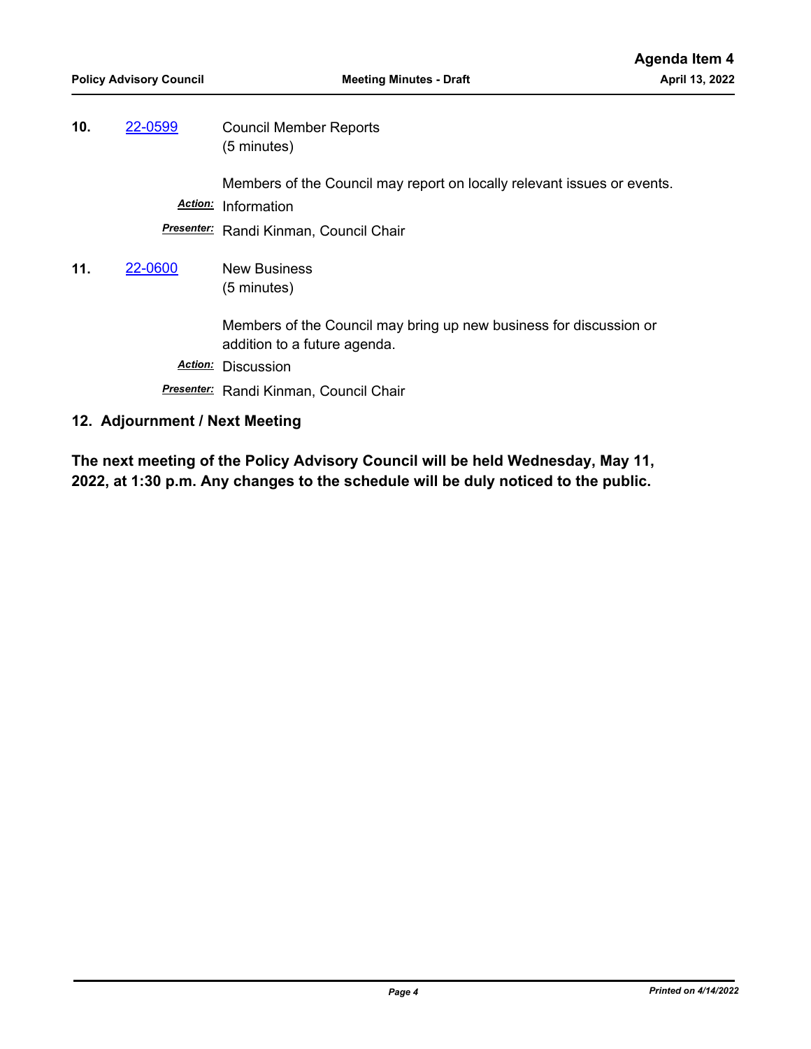**10.** 22-0599 Council Member Reports
(5 minutes)

Members of the Council may report on locally relevant issues or events.

***Action:*** Information

***Presenter:*** Randi Kinman, Council Chair

**11.** 22-0600 New Business
(5 minutes)

Members of the Council may bring up new business for discussion or addition to a future agenda.

***Action:*** Discussion

***Presenter:*** Randi Kinman, Council Chair

## 12. Adjournment / Next Meeting

**The next meeting of the Policy Advisory Council will be held Wednesday, May 11, 2022, at 1:30 p.m. Any changes to the schedule will be duly noticed to the public.**